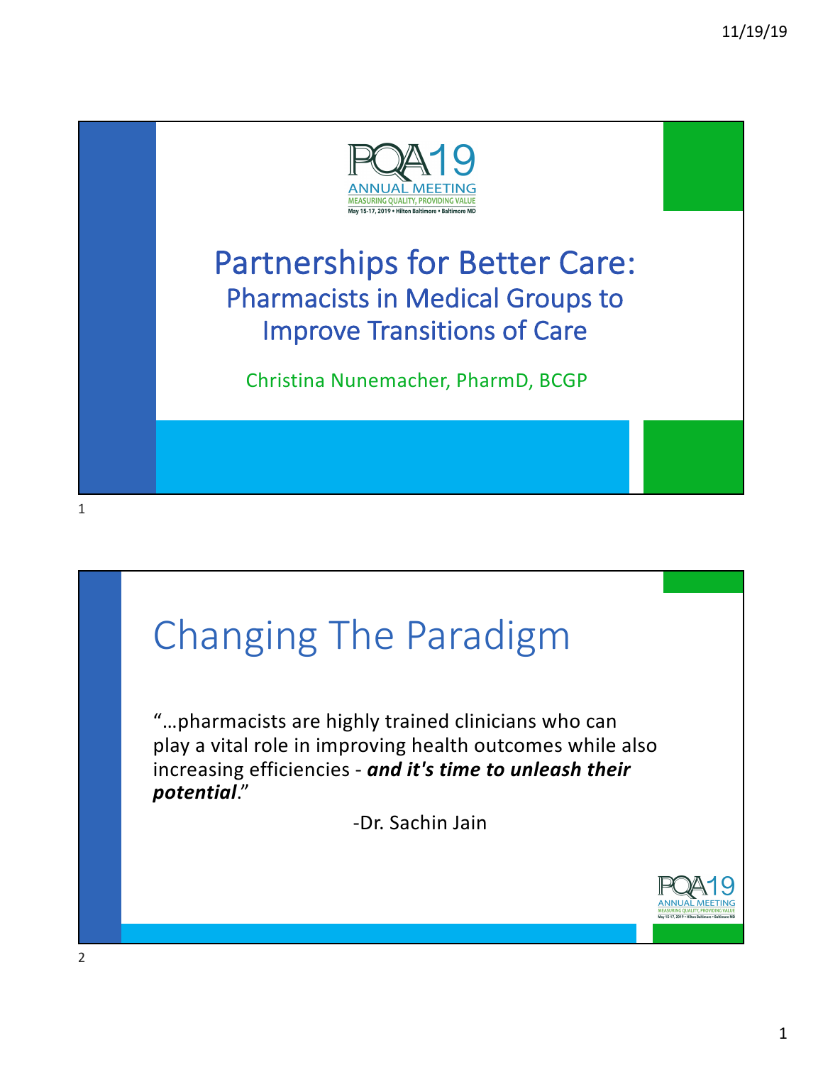PQA19 ANNUAL MEETING
MEASURING QUALITY, PROVIDING VALUE
May 15-17, 2019 • Hilton Baltimore • Baltimore MD

# Partnerships for Better Care:
## Pharmacists in Medical Groups to Improve Transitions of Care

Christina Nunemacher, PharmD, BCGP

# Changing The Paradigm

"…pharmacists are highly trained clinicians who can play a vital role in improving health outcomes while also increasing efficiencies - ***and it's time to unleash their potential***."

-Dr. Sachin Jain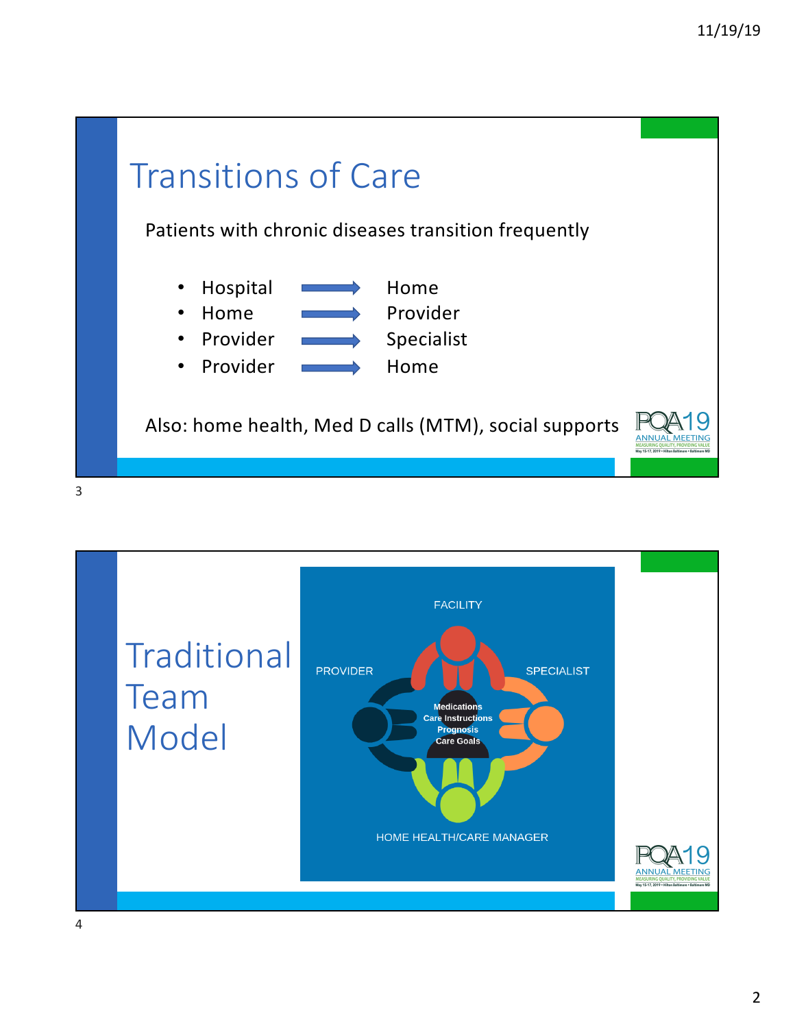## Transitions of Care

Patients with chronic diseases transition frequently

- Hospital → Home
- Home → Provider
- Provider → Specialist
- Provider → Home

Also: home health, Med D calls (MTM), social supports

## Traditional Team Model

FACILITY

PROVIDER

SPECIALIST

Medications
Care Instructions
Prognosis
Care Goals

HOME HEALTH/CARE MANAGER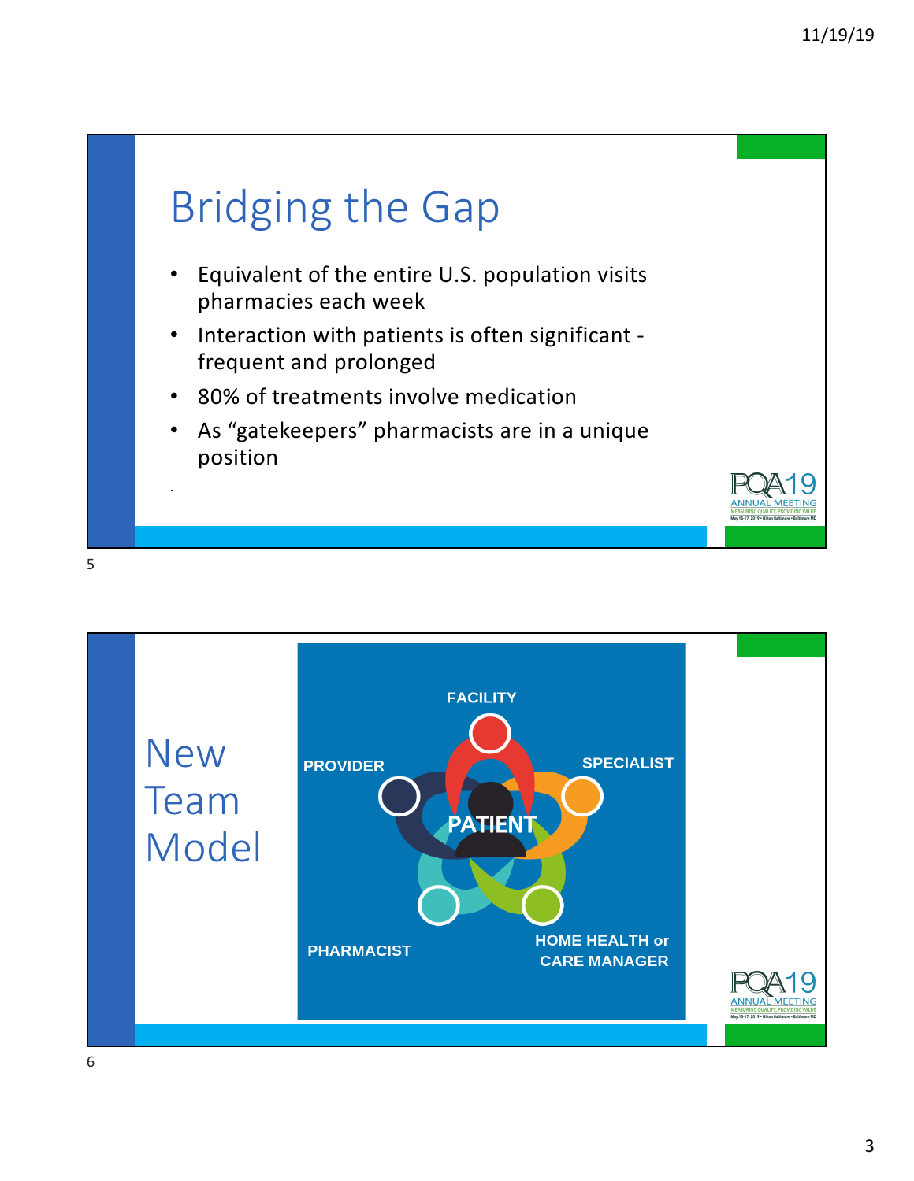# Bridging the Gap

- Equivalent of the entire U.S. population visits pharmacies each week
- Interaction with patients is often significant - frequent and prolonged
- 80% of treatments involve medication
- As “gatekeepers” pharmacists are in a unique position

# New Team Model

FACILITY

PROVIDER

SPECIALIST

PATIENT

PHARMACIST

HOME HEALTH or CARE MANAGER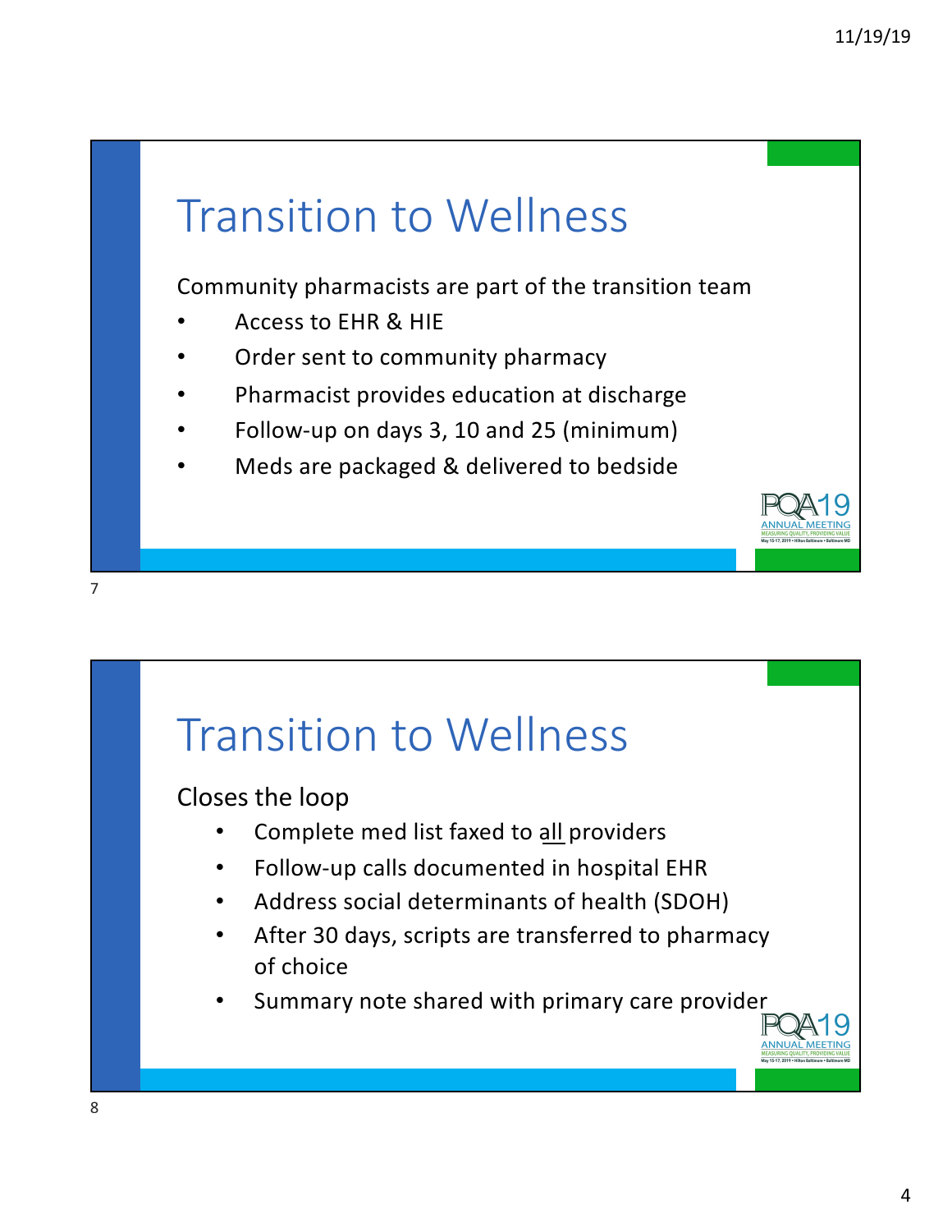# Transition to Wellness

Community pharmacists are part of the transition team

- Access to EHR & HIE
- Order sent to community pharmacy
- Pharmacist provides education at discharge
- Follow-up on days 3, 10 and 25 (minimum)
- Meds are packaged & delivered to bedside

# Transition to Wellness

Closes the loop

- Complete med list faxed to <u>all</u> providers
- Follow-up calls documented in hospital EHR
- Address social determinants of health (SDOH)
- After 30 days, scripts are transferred to pharmacy of choice
- Summary note shared with primary care provider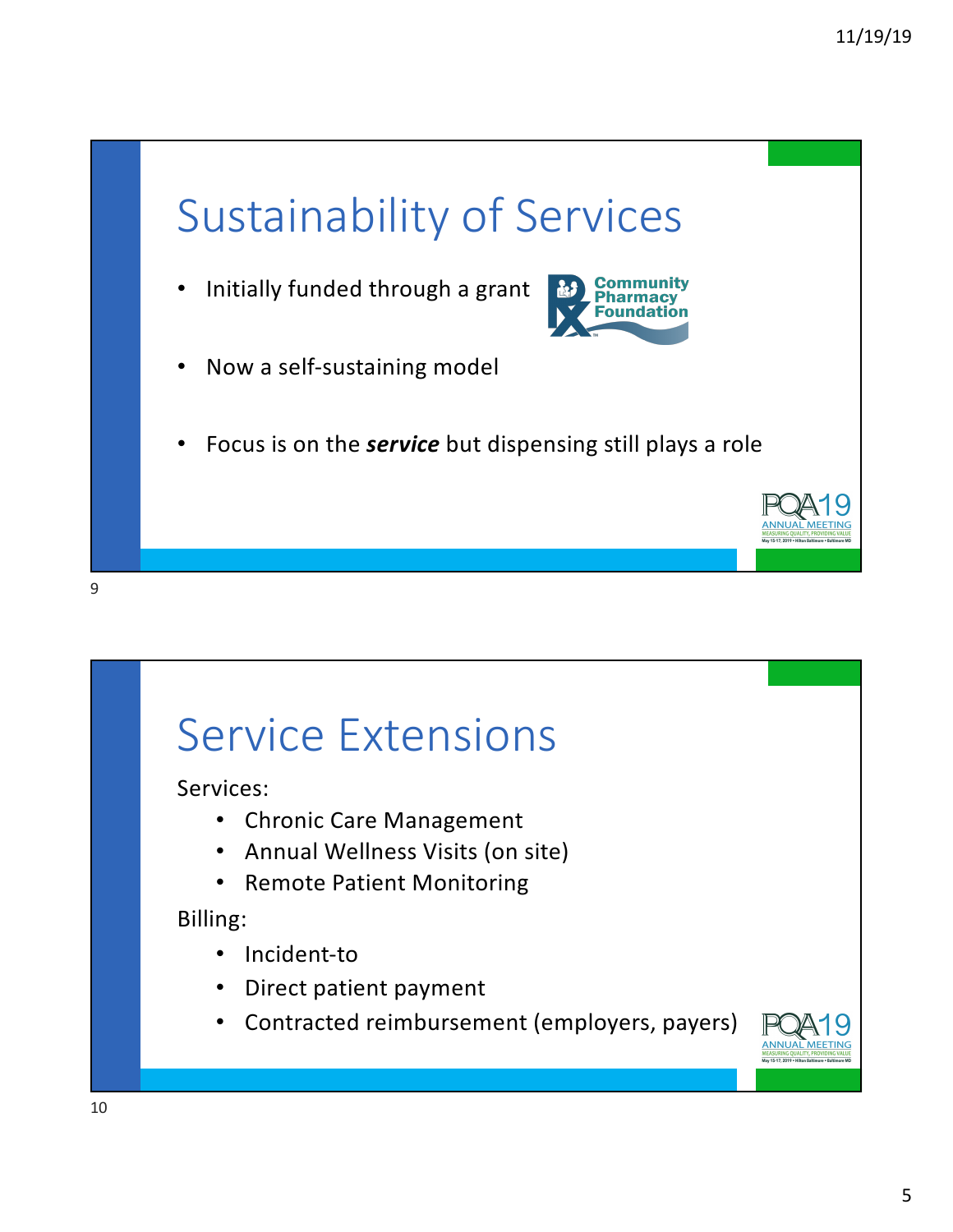# Sustainability of Services

- Initially funded through a grant
- Now a self-sustaining model
- Focus is on the ***service*** but dispensing still plays a role

# Service Extensions

Services:

- Chronic Care Management
- Annual Wellness Visits (on site)
- Remote Patient Monitoring

Billing:

- Incident-to
- Direct patient payment
- Contracted reimbursement (employers, payers)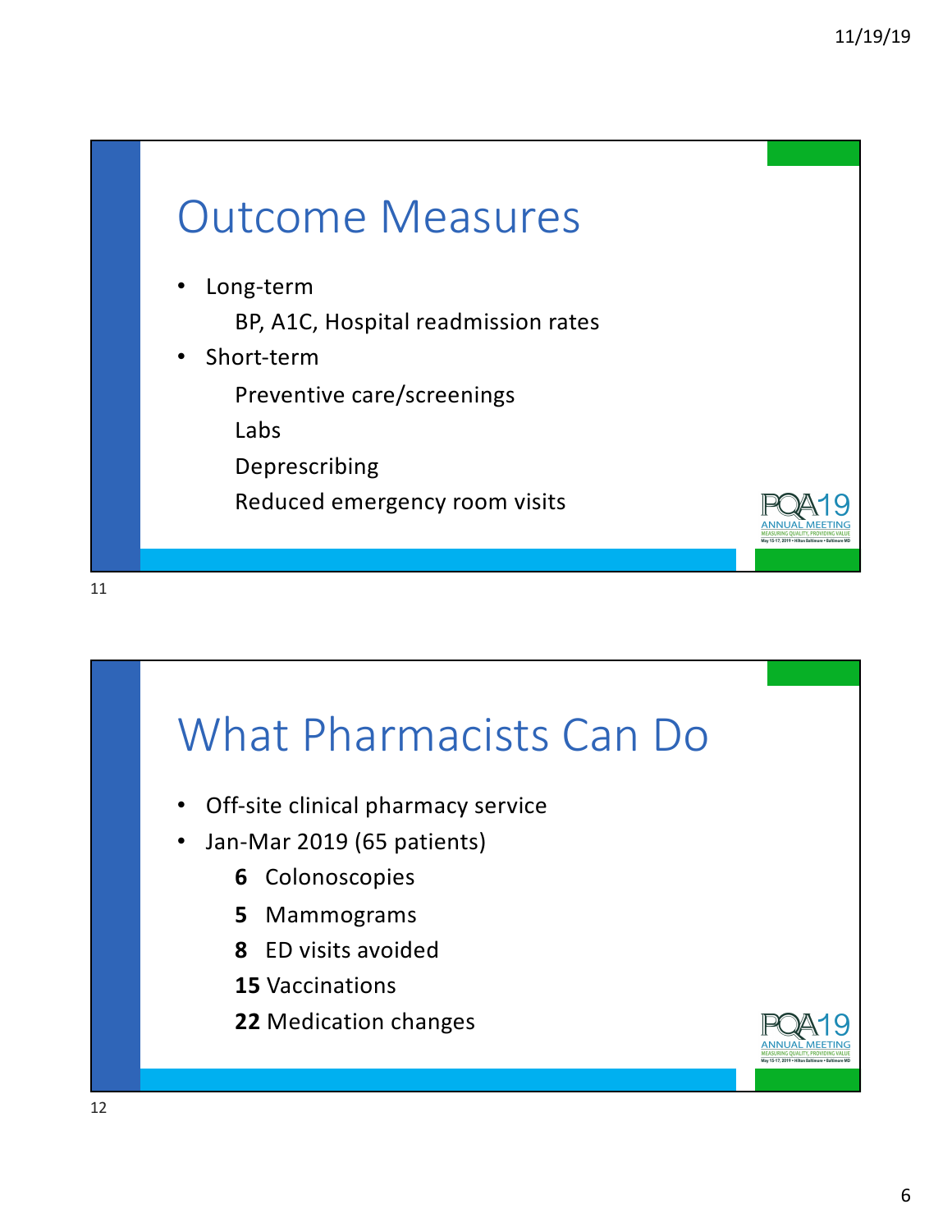## Outcome Measures

- Long-term
  - BP, A1C, Hospital readmission rates
- Short-term
  - Preventive care/screenings
  - Labs
  - Deprescribing
  - Reduced emergency room visits

## What Pharmacists Can Do

- Off-site clinical pharmacy service
- Jan-Mar 2019 (65 patients)
  - **6** Colonoscopies
  - **5** Mammograms
  - **8** ED visits avoided
  - **15** Vaccinations
  - **22** Medication changes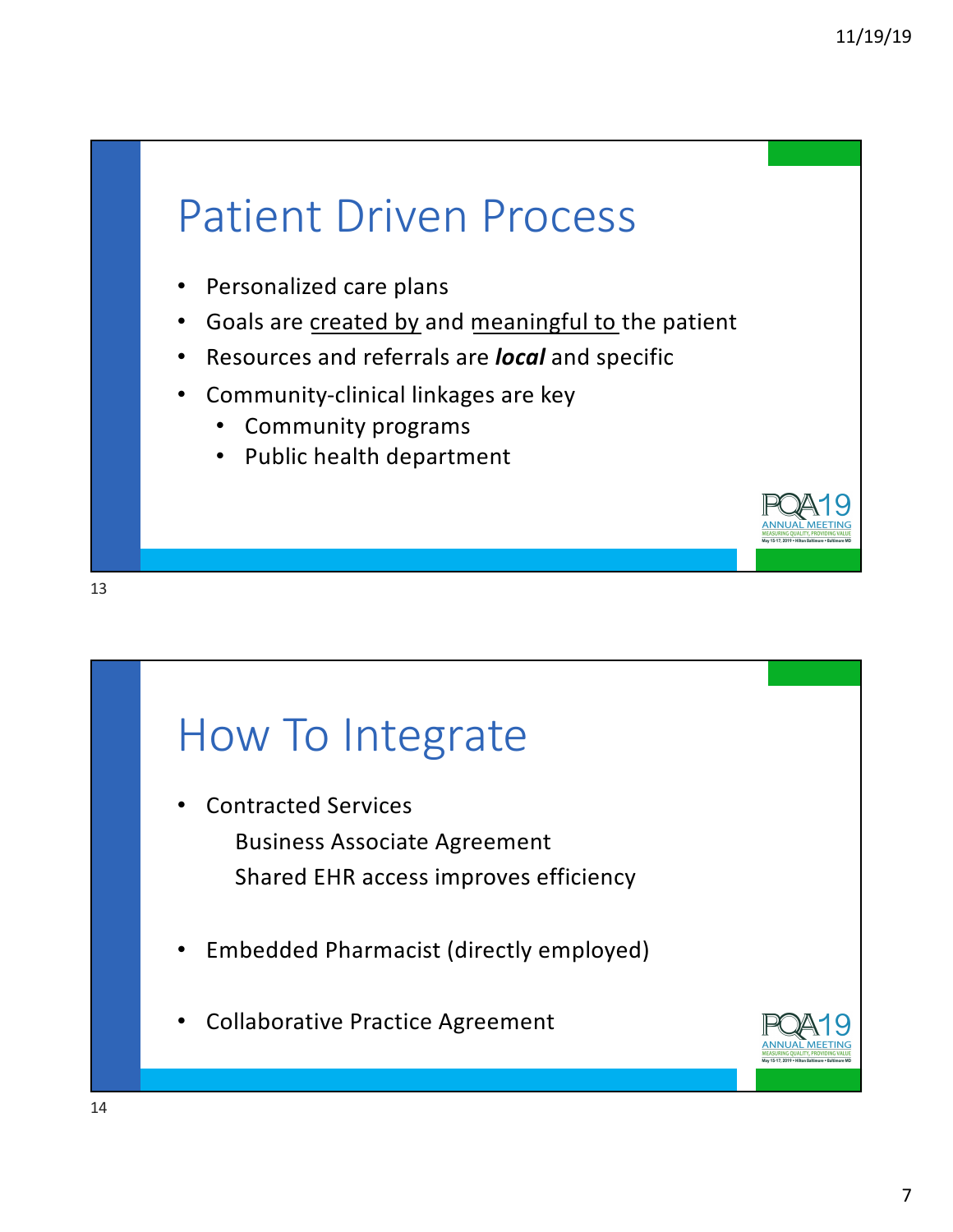# Patient Driven Process

- Personalized care plans
- Goals are <u>created by</u> and <u>meaningful to</u> the patient
- Resources and referrals are ***local*** and specific
- Community-clinical linkages are key
  - Community programs
  - Public health department

# How To Integrate

- Contracted Services

  Business Associate Agreement

  Shared EHR access improves efficiency

- Embedded Pharmacist (directly employed)

- Collaborative Practice Agreement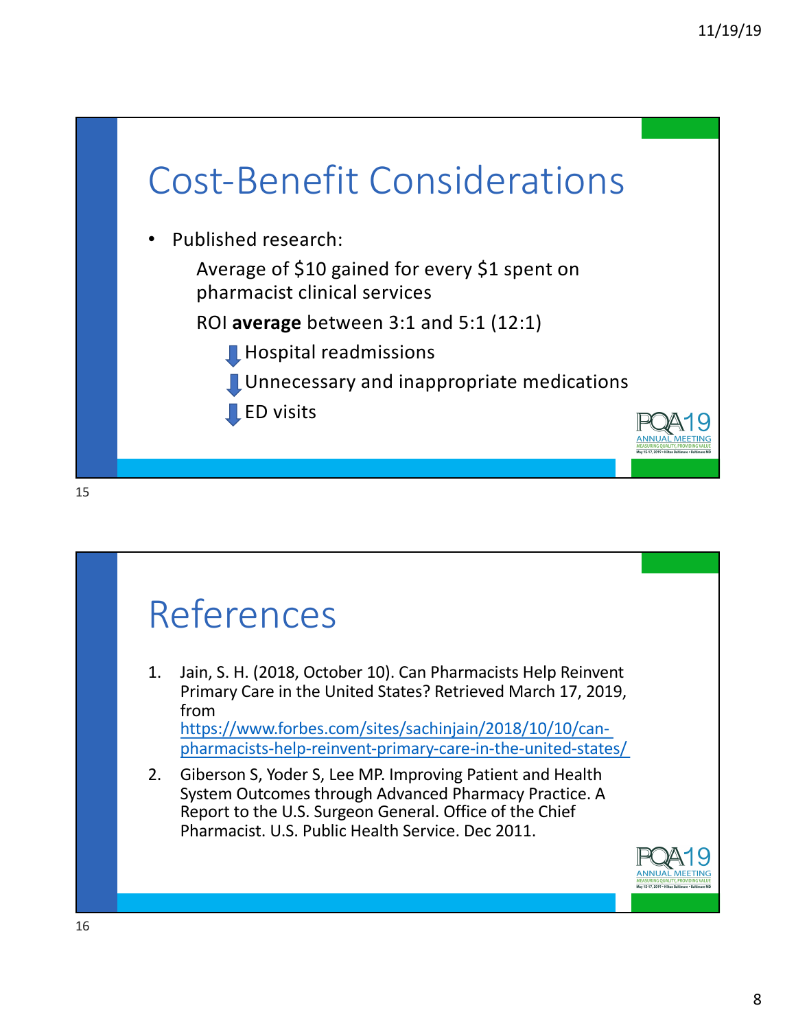# Cost-Benefit Considerations

- Published research:
  - Average of $10 gained for every $1 spent on pharmacist clinical services
  - ROI **average** between 3:1 and 5:1 (12:1)
    - ⬇ Hospital readmissions
    - ⬇ Unnecessary and inappropriate medications
    - ⬇ ED visits

# References

1. Jain, S. H. (2018, October 10). Can Pharmacists Help Reinvent Primary Care in the United States? Retrieved March 17, 2019, from https://www.forbes.com/sites/sachinjain/2018/10/10/can-pharmacists-help-reinvent-primary-care-in-the-united-states/
2. Giberson S, Yoder S, Lee MP. Improving Patient and Health System Outcomes through Advanced Pharmacy Practice. A Report to the U.S. Surgeon General. Office of the Chief Pharmacist. U.S. Public Health Service. Dec 2011.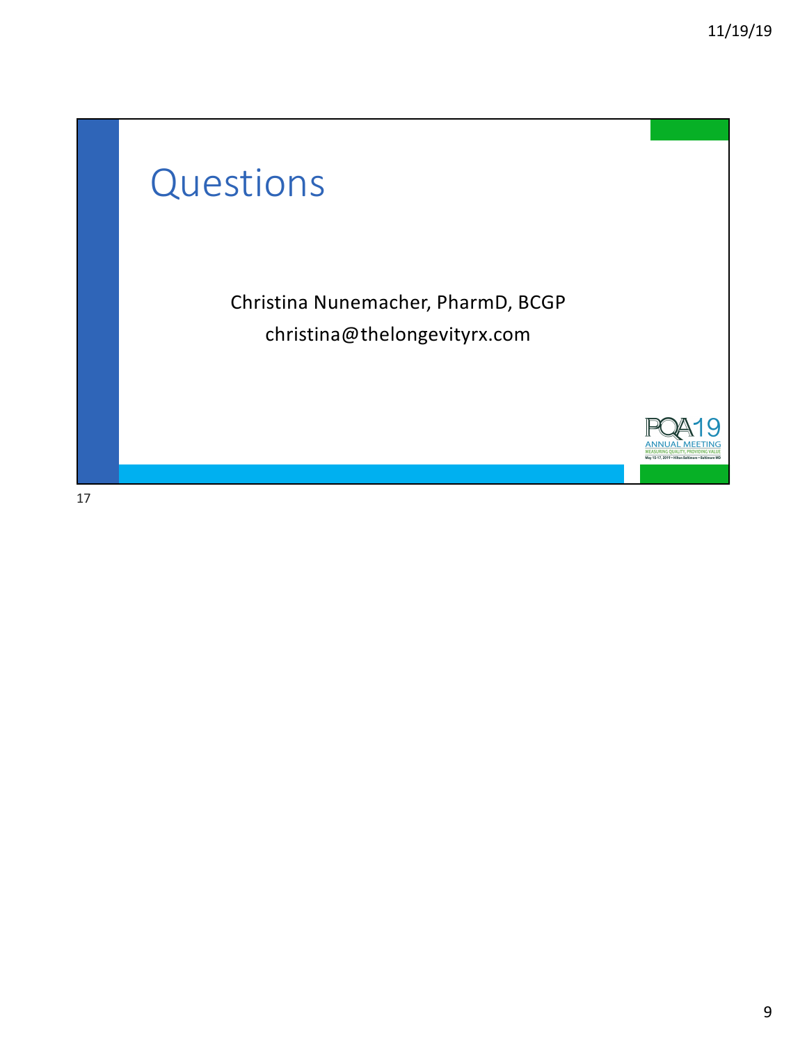# Questions

Christina Nunemacher, PharmD, BCGP

christina@thelongevityrx.com

PQA19 ANNUAL MEETING
MEASURING QUALITY, PROVIDING VALUE
May 15-17, 2019 • Hilton Baltimore • Baltimore MD